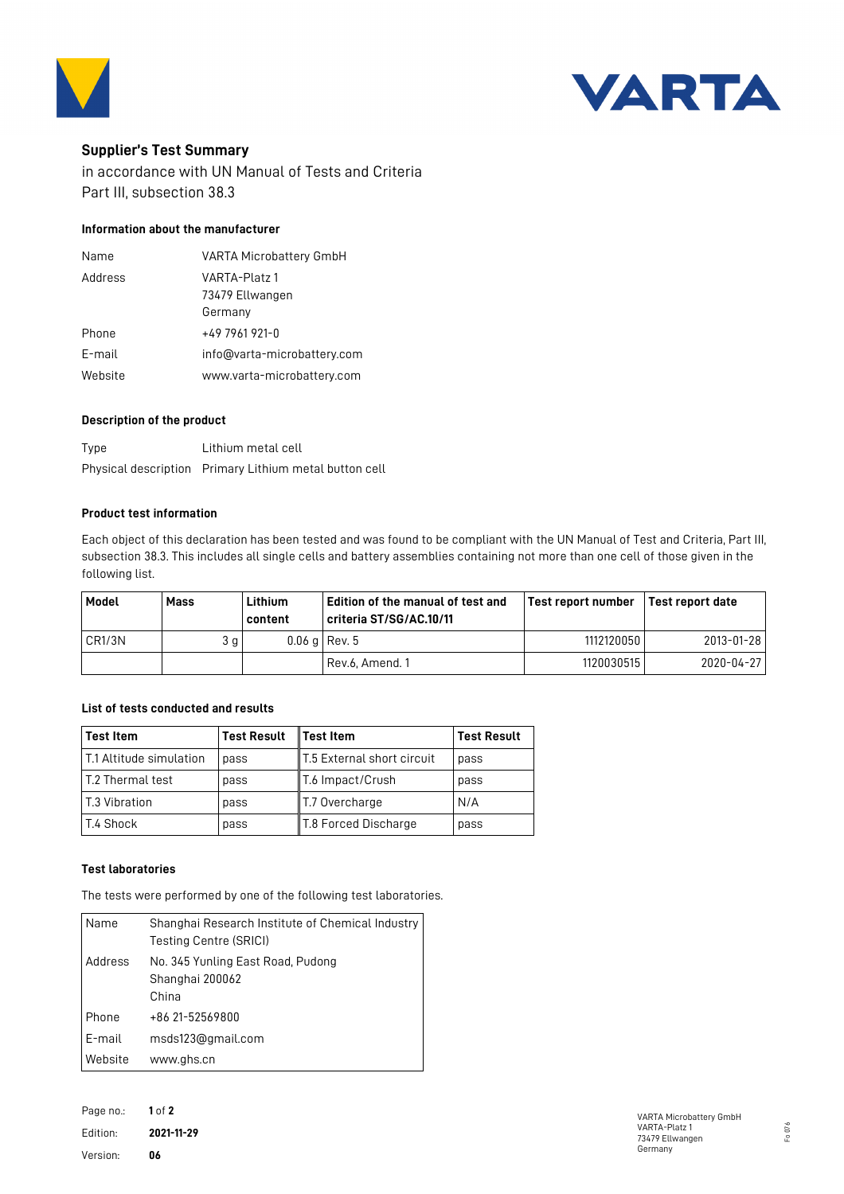VARTA

## Supplier's Test Summary

in accordance with UN Manual of Tests and Criteria
Part III, subsection 38.3

### Information about the manufacturer

| | |
|---|---|
| Name | VARTA Microbattery GmbH |
| Address | VARTA-Platz 1<br>73479 Ellwangen<br>Germany |
| Phone | +49 7961 921-0 |
| E-mail | info@varta-microbattery.com |
| Website | www.varta-microbattery.com |

### Description of the product

| | |
|---|---|
| Type | Lithium metal cell |
| Physical description | Primary Lithium metal button cell |

### Product test information

Each object of this declaration has been tested and was found to be compliant with the UN Manual of Test and Criteria, Part III, subsection 38.3. This includes all single cells and battery assemblies containing not more than one cell of those given in the following list.

| Model | Mass | Lithium content | Edition of the manual of test and criteria ST/SG/AC.10/11 | Test report number | Test report date |
|---|---|---|---|---|---|
| CR1/3N | 3 g | 0.06 g | Rev. 5 | 1112120050 | 2013-01-28 |
| | | | Rev.6, Amend. 1 | 1120030515 | 2020-04-27 |

### List of tests conducted and results

| Test Item | Test Result | Test Item | Test Result |
|---|---|---|---|
| T.1 Altitude simulation | pass | T.5 External short circuit | pass |
| T.2 Thermal test | pass | T.6 Impact/Crush | pass |
| T.3 Vibration | pass | T.7 Overcharge | N/A |
| T.4 Shock | pass | T.8 Forced Discharge | pass |

### Test laboratories

The tests were performed by one of the following test laboratories.

| | |
|---|---|
| Name | Shanghai Research Institute of Chemical Industry Testing Centre (SRICI) |
| Address | No. 345 Yunling East Road, Pudong<br>Shanghai 200062<br>China |
| Phone | +86 21-52569800 |
| E-mail | msds123@gmail.com |
| Website | www.ghs.cn |

Edition: **2021-11-29**
Version: **06**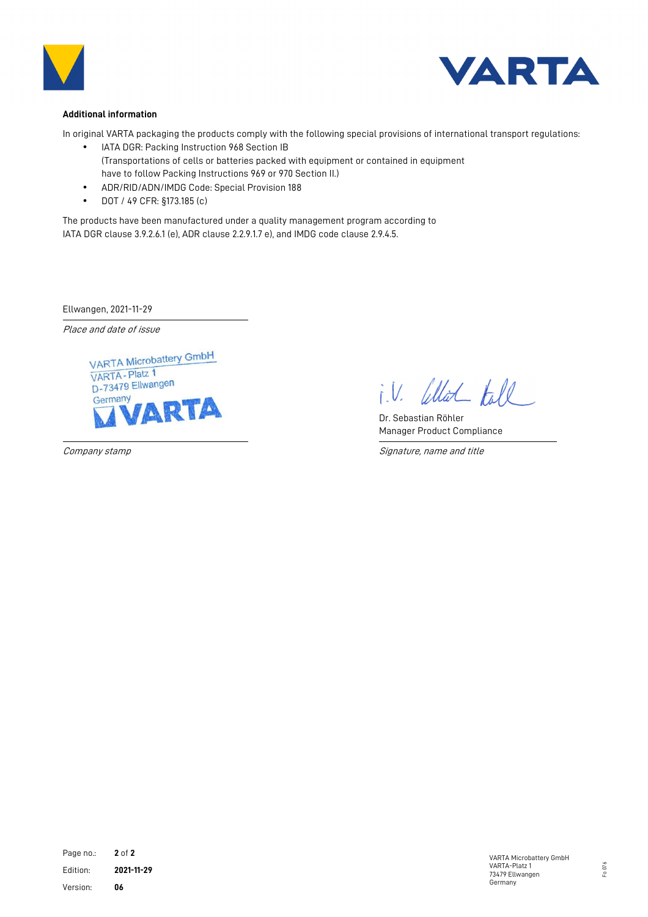### Additional information

In original VARTA packaging the products comply with the following special provisions of international transport regulations:

- IATA DGR: Packing Instruction 968 Section IB
  (Transportations of cells or batteries packed with equipment or contained in equipment have to follow Packing Instructions 969 or 970 Section II.)
- ADR/RID/ADN/IMDG Code: Special Provision 188
- DOT / 49 CFR: §173.185 (c)

The products have been manufactured under a quality management program according to IATA DGR clause 3.9.2.6.1 (e), ADR clause 2.2.9.1.7 e), and IMDG code clause 2.9.4.5.

Ellwangen, 2021-11-29

*Place and date of issue*

VARTA Microbattery GmbH
VARTA-Platz 1
D-73479 Ellwangen
Germany
VARTA

*Company stamp*

i.V.

Dr. Sebastian Röhler
Manager Product Compliance

*Signature, name and title*

Edition: **2021-11-29**

Version: **06**

VARTA Microbattery GmbH
VARTA-Platz 1
73479 Ellwangen
Germany

Fo 076